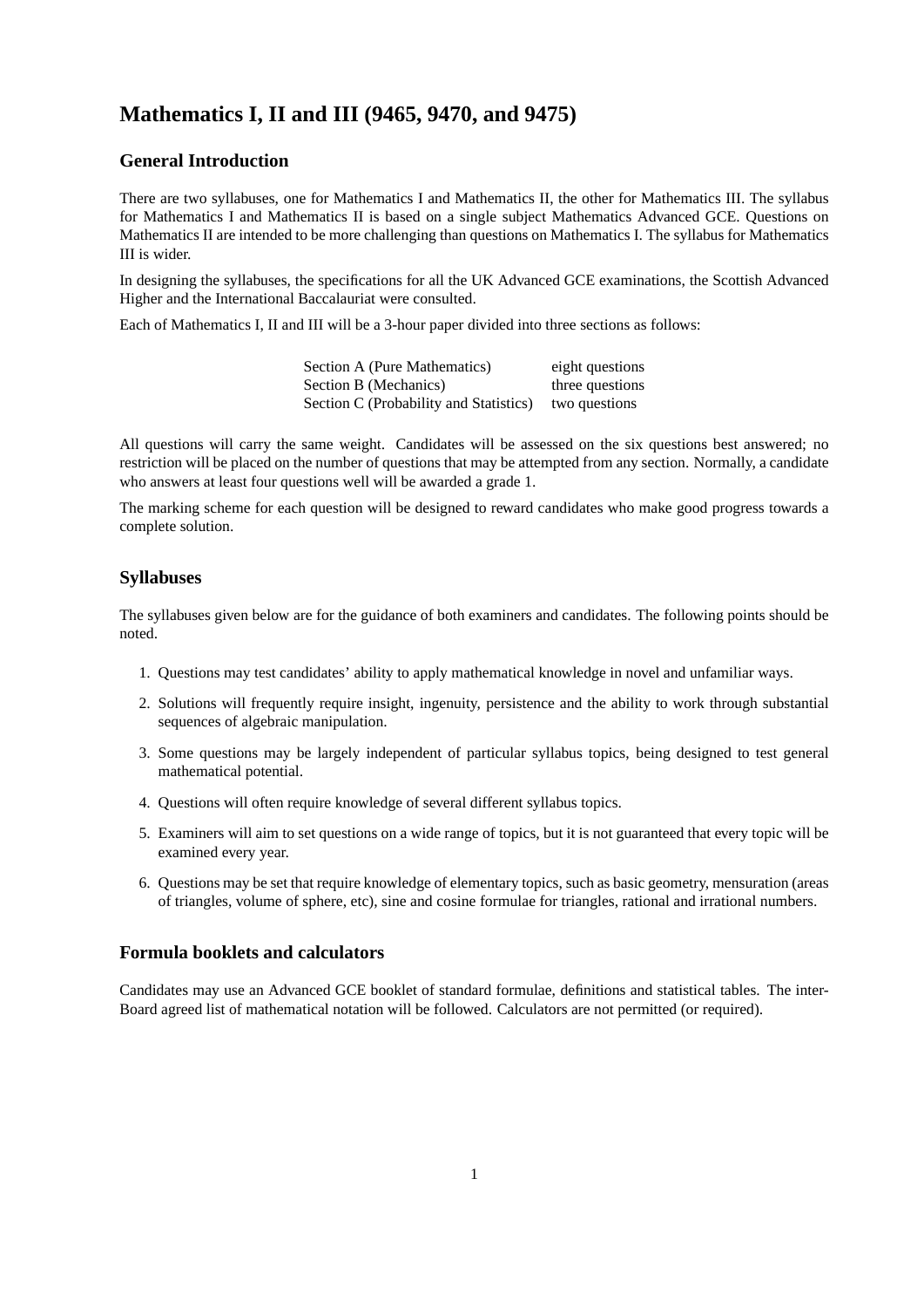# Mathematics I, II and III (9465, 9470, and 9475)

## General Introduction

There are two syllabuses, one for Mathematics I and Mathematics II, the other for Mathematics III. The syllabus for Mathematics I and Mathematics II is based on a single subject Mathematics Advanced GCE. Questions on Mathematics II are intended to be more challenging than questions on Mathematics I. The syllabus for Mathematics III is wider.

In designing the syllabuses, the specifications for all the UK Advanced GCE examinations, the Scottish Advanced Higher and the International Baccalauriat were consulted.

Each of Mathematics I, II and III will be a 3-hour paper divided into three sections as follows:

| | |
|---|---|
| Section A (Pure Mathematics) | eight questions |
| Section B (Mechanics) | three questions |
| Section C (Probability and Statistics) | two questions |

All questions will carry the same weight. Candidates will be assessed on the six questions best answered; no restriction will be placed on the number of questions that may be attempted from any section. Normally, a candidate who answers at least four questions well will be awarded a grade 1.

The marking scheme for each question will be designed to reward candidates who make good progress towards a complete solution.

## Syllabuses

The syllabuses given below are for the guidance of both examiners and candidates. The following points should be noted.

1. Questions may test candidates' ability to apply mathematical knowledge in novel and unfamiliar ways.
2. Solutions will frequently require insight, ingenuity, persistence and the ability to work through substantial sequences of algebraic manipulation.
3. Some questions may be largely independent of particular syllabus topics, being designed to test general mathematical potential.
4. Questions will often require knowledge of several different syllabus topics.
5. Examiners will aim to set questions on a wide range of topics, but it is not guaranteed that every topic will be examined every year.
6. Questions may be set that require knowledge of elementary topics, such as basic geometry, mensuration (areas of triangles, volume of sphere, etc), sine and cosine formulae for triangles, rational and irrational numbers.

## Formula booklets and calculators

Candidates may use an Advanced GCE booklet of standard formulae, definitions and statistical tables. The inter-Board agreed list of mathematical notation will be followed. Calculators are not permitted (or required).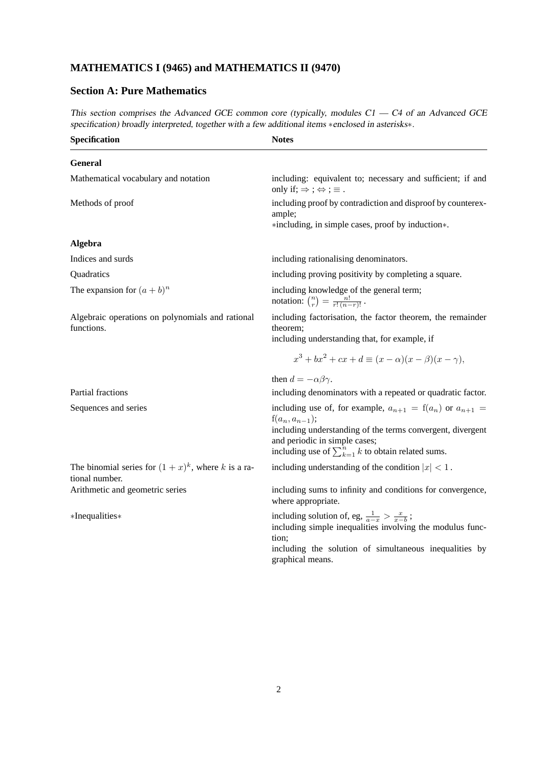## MATHEMATICS I (9465) and MATHEMATICS II (9470)

### Section A: Pure Mathematics

*This section comprises the Advanced GCE common core (typically, modules C1 — C4 of an Advanced GCE specification) broadly interpreted, together with a few additional items ∗enclosed in asterisks∗.*

| **Specification** | **Notes** |
|---|---|
| **General** | |
| Mathematical vocabulary and notation | including: equivalent to; necessary and sufficient; if and only if; $\Rightarrow$ ; $\Leftrightarrow$ ; $\equiv$ . |
| Methods of proof | including proof by contradiction and disproof by counterexample; ∗including, in simple cases, proof by induction∗. |
| **Algebra** | |
| Indices and surds | including rationalising denominators. |
| Quadratics | including proving positivity by completing a square. |
| The expansion for $(a+b)^n$ | including knowledge of the general term; notation: $\binom{n}{r} = \frac{n!}{r!\,(n-r)!}$ . |
| Algebraic operations on polynomials and rational functions. | including factorisation, the factor theorem, the remainder theorem; including understanding that, for example, if $$x^3 + bx^2 + cx + d \equiv (x-\alpha)(x-\beta)(x-\gamma),$$ then $d = -\alpha\beta\gamma$. |
| Partial fractions | including denominators with a repeated or quadratic factor. |
| Sequences and series | including use of, for example, $a_{n+1} = \mathrm{f}(a_n)$ or $a_{n+1} = \mathrm{f}(a_n, a_{n-1})$; including understanding of the terms convergent, divergent and periodic in simple cases; including use of $\sum_{k=1}^{n} k$ to obtain related sums. |
| The binomial series for $(1+x)^k$, where $k$ is a rational number. | including understanding of the condition $\lvert x \rvert < 1$ . |
| Arithmetic and geometric series | including sums to infinity and conditions for convergence, where appropriate. |
| ∗Inequalities∗ | including solution of, eg, $\frac{1}{a-x} > \frac{x}{x-b}$ ; including simple inequalities involving the modulus function; including the solution of simultaneous inequalities by graphical means. |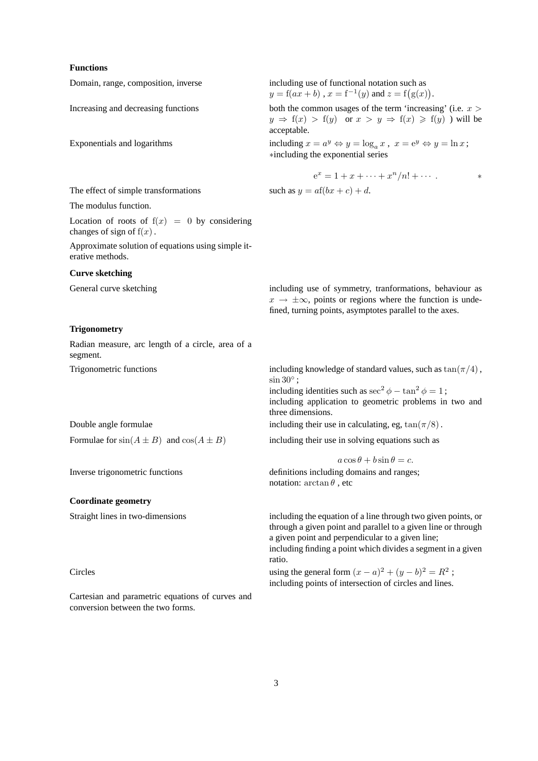**Functions**

| | |
|---|---|
| Domain, range, composition, inverse | including use of functional notation such as $y = \mathrm{f}(ax+b)$ , $x = \mathrm{f}^{-1}(y)$ and $z = \mathrm{f}\big(\mathrm{g}(x)\big)$. |
| Increasing and decreasing functions | both the common usages of the term 'increasing' (i.e. $x > y \Rightarrow \mathrm{f}(x) > \mathrm{f}(y)$ or $x > y \Rightarrow \mathrm{f}(x) \geqslant \mathrm{f}(y)$ ) will be acceptable. |
| Exponentials and logarithms | including $x = a^y \Leftrightarrow y = \log_a x$ , $x = \mathrm{e}^y \Leftrightarrow y = \ln x$ ; ∗including the exponential series $$\mathrm{e}^x = 1 + x + \cdots + x^n/n! + \cdots \ . \qquad *$$ |
| The effect of simple transformations | such as $y = a\mathrm{f}(bx+c) + d$. |
| The modulus function. | |
| Location of roots of $\mathrm{f}(x) = 0$ by considering changes of sign of $\mathrm{f}(x)$ . | |
| Approximate solution of equations using simple iterative methods. | |

**Curve sketching**

| | |
|---|---|
| General curve sketching | including use of symmetry, tranformations, behaviour as $x \to \pm\infty$, points or regions where the function is undefined, turning points, asymptotes parallel to the axes. |

**Trigonometry**

| | |
|---|---|
| Radian measure, arc length of a circle, area of a segment. | |
| Trigonometric functions | including knowledge of standard values, such as $\tan(\pi/4)$ , $\sin 30^\circ$ ; including identities such as $\sec^2\phi - \tan^2\phi = 1$ ; including application to geometric problems in two and three dimensions. |
| Double angle formulae | including their use in calculating, eg, $\tan(\pi/8)$ . |
| Formulae for $\sin(A \pm B)$ and $\cos(A \pm B)$ | including their use in solving equations such as $$a\cos\theta + b\sin\theta = c.$$ |
| Inverse trigonometric functions | definitions including domains and ranges; notation: $\arctan\theta$ , etc |

**Coordinate geometry**

| | |
|---|---|
| Straight lines in two-dimensions | including the equation of a line through two given points, or through a given point and parallel to a given line or through a given point and perpendicular to a given line; including finding a point which divides a segment in a given ratio. |
| Circles | using the general form $(x-a)^2 + (y-b)^2 = R^2$ ; including points of intersection of circles and lines. |
| Cartesian and parametric equations of curves and conversion between the two forms. | |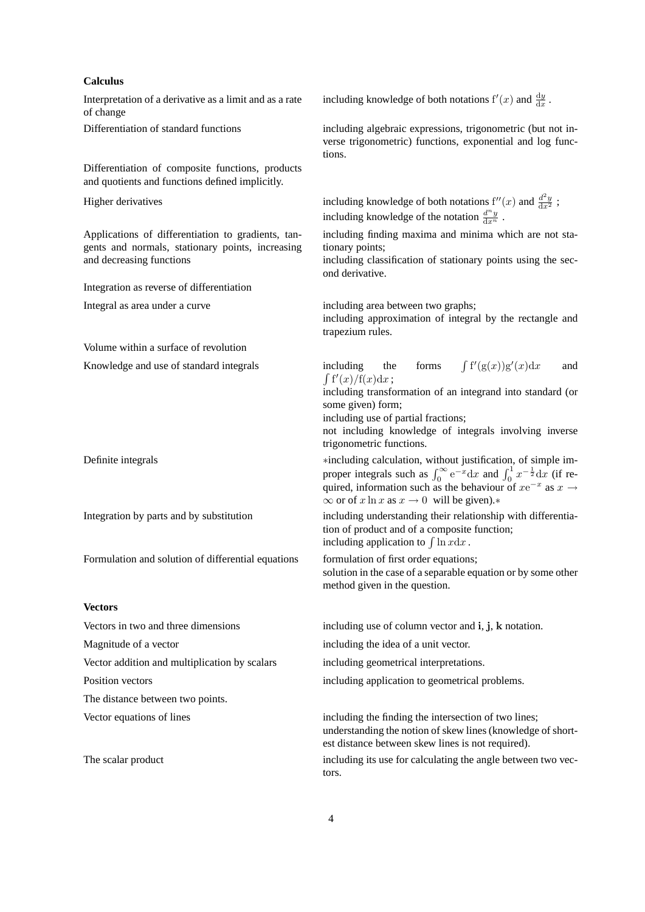**Calculus**

| | |
|---|---|
| Interpretation of a derivative as a limit and as a rate of change | including knowledge of both notations $f'(x)$ and $\frac{dy}{dx}$ . |
| Differentiation of standard functions | including algebraic expressions, trigonometric (but not inverse trigonometric) functions, exponential and log functions. |
| Differentiation of composite functions, products and quotients and functions defined implicitly. | |
| Higher derivatives | including knowledge of both notations $f''(x)$ and $\frac{d^2y}{dx^2}$ ; including knowledge of the notation $\frac{d^ny}{dx^n}$ . |
| Applications of differentiation to gradients, tangents and normals, stationary points, increasing and decreasing functions | including finding maxima and minima which are not stationary points; including classification of stationary points using the second derivative. |
| Integration as reverse of differentiation | |
| Integral as area under a curve | including area between two graphs; including approximation of integral by the rectangle and trapezium rules. |
| Volume within a surface of revolution | |
| Knowledge and use of standard integrals | including the forms $\int f'(g(x))g'(x)dx$ and $\int f'(x)/f(x)dx$ ; including transformation of an integrand into standard (or some given) form; including use of partial fractions; not including knowledge of integrals involving inverse trigonometric functions. |
| Definite integrals | ∗including calculation, without justification, of simple improper integrals such as $\int_0^\infty e^{-x}dx$ and $\int_0^1 x^{-\frac{1}{2}}dx$ (if required, information such as the behaviour of $xe^{-x}$ as $x \to \infty$ or of $x \ln x$ as $x \to 0$ will be given).∗ |
| Integration by parts and by substitution | including understanding their relationship with differentiation of product and of a composite function; including application to $\int \ln x dx$ . |
| Formulation and solution of differential equations | formulation of first order equations; solution in the case of a separable equation or by some other method given in the question. |

**Vectors**

| | |
|---|---|
| Vectors in two and three dimensions | including use of column vector and **i**, **j**, **k** notation. |
| Magnitude of a vector | including the idea of a unit vector. |
| Vector addition and multiplication by scalars | including geometrical interpretations. |
| Position vectors | including application to geometrical problems. |
| The distance between two points. | |
| Vector equations of lines | including the finding the intersection of two lines; understanding the notion of skew lines (knowledge of shortest distance between skew lines is not required). |
| The scalar product | including its use for calculating the angle between two vectors. |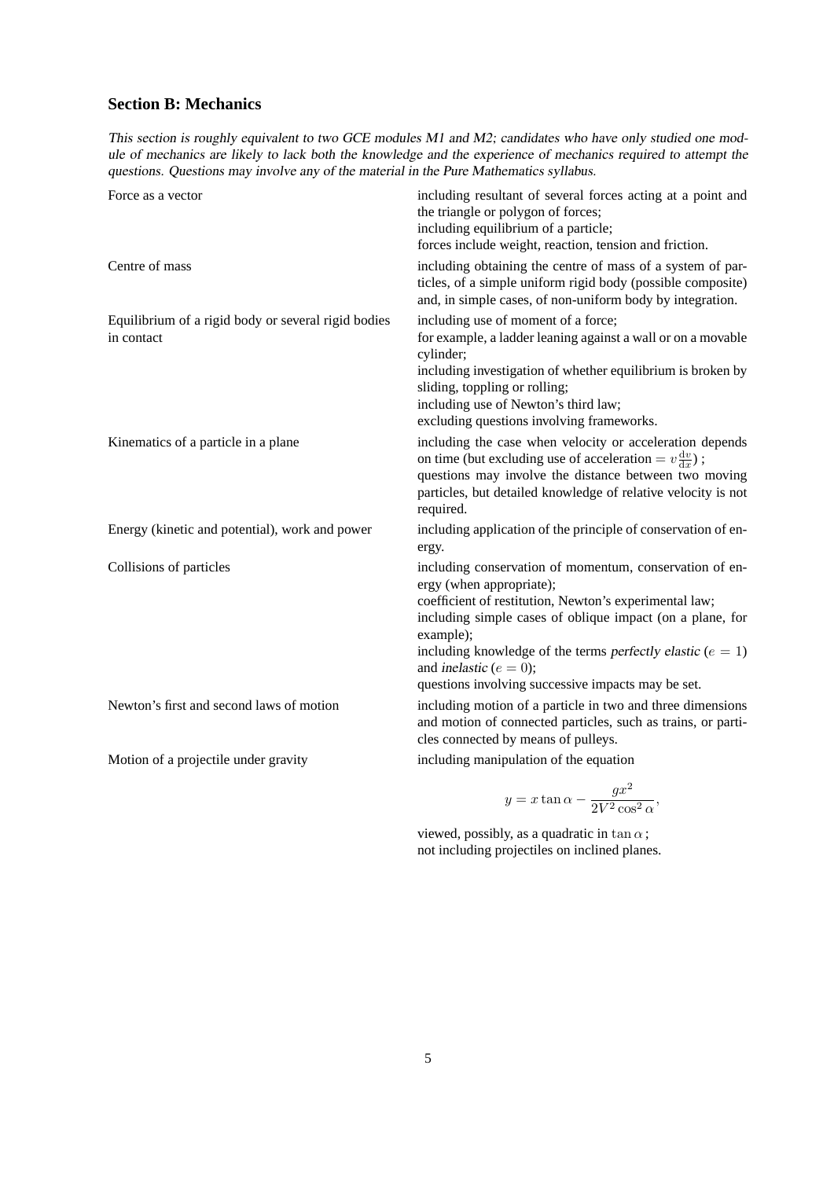## Section B: Mechanics

*This section is roughly equivalent to two GCE modules M1 and M2; candidates who have only studied one module of mechanics are likely to lack both the knowledge and the experience of mechanics required to attempt the questions. Questions may involve any of the material in the Pure Mathematics syllabus.*

| | |
|---|---|
| Force as a vector | including resultant of several forces acting at a point and the triangle or polygon of forces;<br>including equilibrium of a particle;<br>forces include weight, reaction, tension and friction. |
| Centre of mass | including obtaining the centre of mass of a system of particles, of a simple uniform rigid body (possible composite) and, in simple cases, of non-uniform body by integration. |
| Equilibrium of a rigid body or several rigid bodies in contact | including use of moment of a force;<br>for example, a ladder leaning against a wall or on a movable cylinder;<br>including investigation of whether equilibrium is broken by sliding, toppling or rolling;<br>including use of Newton's third law;<br>excluding questions involving frameworks. |
| Kinematics of a particle in a plane | including the case when velocity or acceleration depends on time (but excluding use of acceleration $= v\frac{\mathrm{d}v}{\mathrm{d}x}$) ;<br>questions may involve the distance between two moving particles, but detailed knowledge of relative velocity is not required. |
| Energy (kinetic and potential), work and power | including application of the principle of conservation of energy. |
| Collisions of particles | including conservation of momentum, conservation of energy (when appropriate);<br>coefficient of restitution, Newton's experimental law;<br>including simple cases of oblique impact (on a plane, for example);<br>including knowledge of the terms *perfectly elastic* ($e = 1$) and *inelastic* ($e = 0$);<br>questions involving successive impacts may be set. |
| Newton's first and second laws of motion | including motion of a particle in two and three dimensions and motion of connected particles, such as trains, or particles connected by means of pulleys. |
| Motion of a projectile under gravity | including manipulation of the equation<br>$$y = x\tan\alpha - \frac{gx^2}{2V^2\cos^2\alpha},$$<br>viewed, possibly, as a quadratic in $\tan\alpha$ ;<br>not including projectiles on inclined planes. |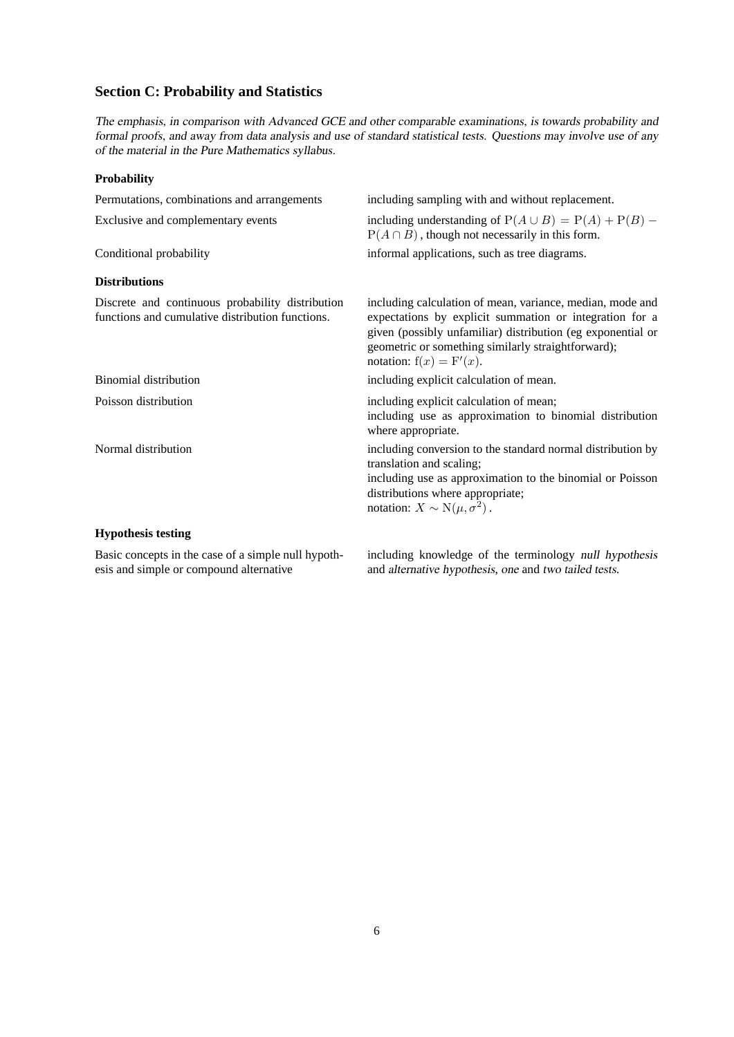## Section C: Probability and Statistics

*The emphasis, in comparison with Advanced GCE and other comparable examinations, is towards probability and formal proofs, and away from data analysis and use of standard statistical tests. Questions may involve use of any of the material in the Pure Mathematics syllabus.*

### Probability

| | |
|---|---|
| Permutations, combinations and arrangements | including sampling with and without replacement. |
| Exclusive and complementary events | including understanding of $\mathrm{P}(A \cup B) = \mathrm{P}(A) + \mathrm{P}(B) - \mathrm{P}(A \cap B)$, though not necessarily in this form. |
| Conditional probability | informal applications, such as tree diagrams. |

### Distributions

| | |
|---|---|
| Discrete and continuous probability distribution functions and cumulative distribution functions. | including calculation of mean, variance, median, mode and expectations by explicit summation or integration for a given (possibly unfamiliar) distribution (eg exponential or geometric or something similarly straightforward); notation: $\mathrm{f}(x) = \mathrm{F}'(x)$. |
| Binomial distribution | including explicit calculation of mean. |
| Poisson distribution | including explicit calculation of mean; including use as approximation to binomial distribution where appropriate. |
| Normal distribution | including conversion to the standard normal distribution by translation and scaling; including use as approximation to the binomial or Poisson distributions where appropriate; notation: $X \sim \mathrm{N}(\mu, \sigma^2)$. |

### Hypothesis testing

| | |
|---|---|
| Basic concepts in the case of a simple null hypothesis and simple or compound alternative | including knowledge of the terminology *null hypothesis* and *alternative hypothesis*, *one* and *two tailed tests*. |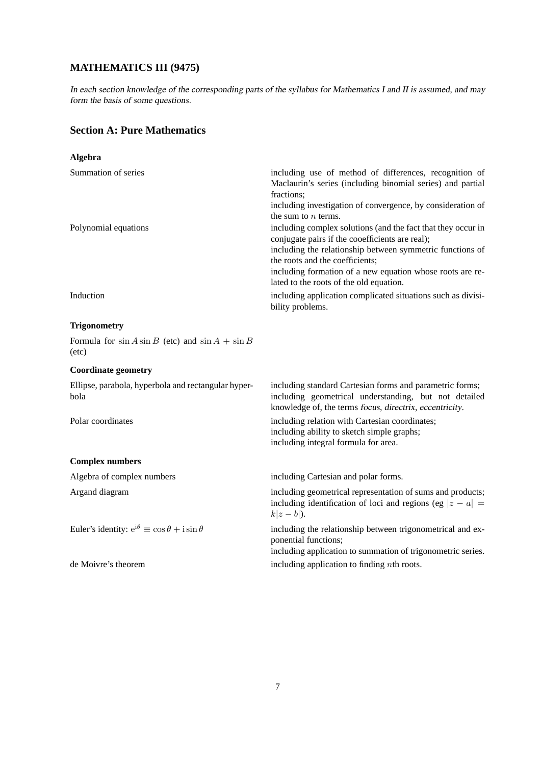## MATHEMATICS III (9475)

*In each section knowledge of the corresponding parts of the syllabus for Mathematics I and II is assumed, and may form the basis of some questions.*

## Section A: Pure Mathematics

### Algebra

| | |
|---|---|
| Summation of series | including use of method of differences, recognition of Maclaurin's series (including binomial series) and partial fractions;<br>including investigation of convergence, by consideration of the sum to $n$ terms. |
| Polynomial equations | including complex solutions (and the fact that they occur in conjugate pairs if the cooefficients are real);<br>including the relationship between symmetric functions of the roots and the coefficients;<br>including formation of a new equation whose roots are related to the roots of the old equation. |
| Induction | including application complicated situations such as divisibility problems. |

### Trigonometry

Formula for $\sin A \sin B$ (etc) and $\sin A + \sin B$ (etc)

### Coordinate geometry

| | |
|---|---|
| Ellipse, parabola, hyperbola and rectangular hyperbola | including standard Cartesian forms and parametric forms;<br>including geometrical understanding, but not detailed knowledge of, the terms *focus*, *directrix*, *eccentricity*. |
| Polar coordinates | including relation with Cartesian coordinates;<br>including ability to sketch simple graphs;<br>including integral formula for area. |

### Complex numbers

| | |
|---|---|
| Algebra of complex numbers | including Cartesian and polar forms. |
| Argand diagram | including geometrical representation of sums and products;<br>including identification of loci and regions (eg $\lvert z-a\rvert = k\lvert z-b\rvert$). |
| Euler's identity: $e^{i\theta} \equiv \cos\theta + i\sin\theta$ | including the relationship between trigonometrical and exponential functions;<br>including application to summation of trigonometric series. |
| de Moivre's theorem | including application to finding $n$th roots. |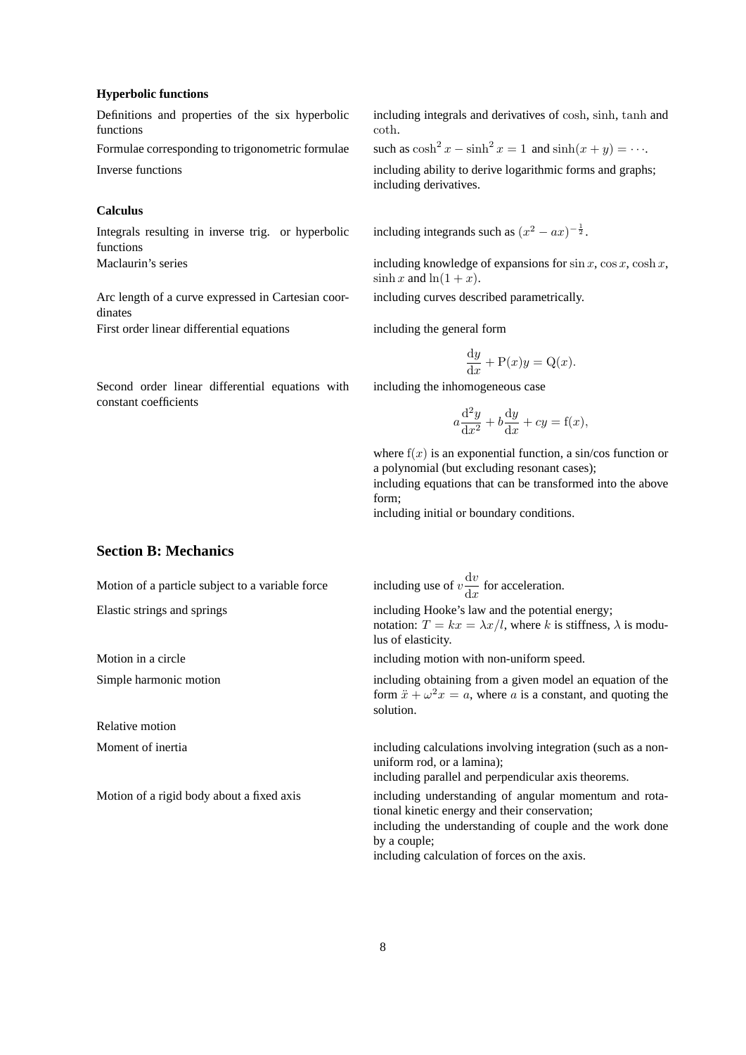**Hyperbolic functions**

| | |
|---|---|
| Definitions and properties of the six hyperbolic functions | including integrals and derivatives of $\cosh$, $\sinh$, $\tanh$ and $\coth$. |
| Formulae corresponding to trigonometric formulae | such as $\cosh^2 x - \sinh^2 x = 1$ and $\sinh(x+y) = \cdots$. |
| Inverse functions | including ability to derive logarithmic forms and graphs; including derivatives. |

**Calculus**

| | |
|---|---|
| Integrals resulting in inverse trig. or hyperbolic functions | including integrands such as $(x^2 - ax)^{-\frac{1}{2}}$. |
| Maclaurin's series | including knowledge of expansions for $\sin x$, $\cos x$, $\cosh x$, $\sinh x$ and $\ln(1+x)$. |
| Arc length of a curve expressed in Cartesian coordinates | including curves described parametrically. |
| First order linear differential equations | including the general form $$\frac{\mathrm{d}y}{\mathrm{d}x} + \mathrm{P}(x)y = \mathrm{Q}(x).$$ |
| Second order linear differential equations with constant coefficients | including the inhomogeneous case $$a\frac{\mathrm{d}^2y}{\mathrm{d}x^2} + b\frac{\mathrm{d}y}{\mathrm{d}x} + cy = \mathrm{f}(x),$$ where $\mathrm{f}(x)$ is an exponential function, a sin/cos function or a polynomial (but excluding resonant cases); including equations that can be transformed into the above form; including initial or boundary conditions. |

## Section B: Mechanics

| | |
|---|---|
| Motion of a particle subject to a variable force | including use of $v\dfrac{\mathrm{d}v}{\mathrm{d}x}$ for acceleration. |
| Elastic strings and springs | including Hooke's law and the potential energy; notation: $T = kx = \lambda x/l$, where $k$ is stiffness, $\lambda$ is modulus of elasticity. |
| Motion in a circle | including motion with non-uniform speed. |
| Simple harmonic motion | including obtaining from a given model an equation of the form $\ddot{x} + \omega^2 x = a$, where $a$ is a constant, and quoting the solution. |
| Relative motion | |
| Moment of inertia | including calculations involving integration (such as a non-uniform rod, or a lamina); including parallel and perpendicular axis theorems. |
| Motion of a rigid body about a fixed axis | including understanding of angular momentum and rotational kinetic energy and their conservation; including the understanding of couple and the work done by a couple; including calculation of forces on the axis. |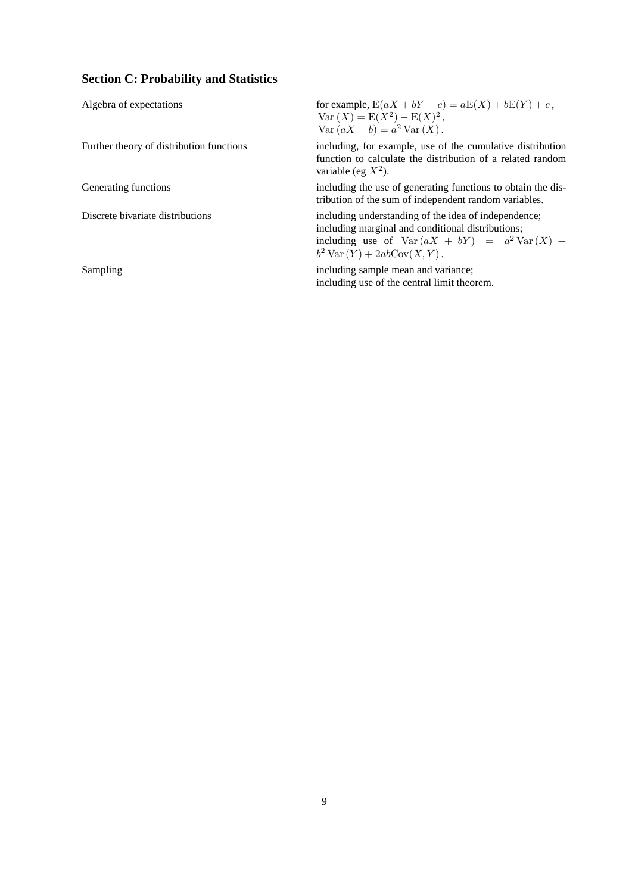## Section C: Probability and Statistics

| | |
|---|---|
| Algebra of expectations | for example, $\mathrm{E}(aX + bY + c) = a\mathrm{E}(X) + b\mathrm{E}(Y) + c$, $\mathrm{Var}(X) = \mathrm{E}(X^2) - \mathrm{E}(X)^2$, $\mathrm{Var}(aX + b) = a^2 \mathrm{Var}(X)$. |
| Further theory of distribution functions | including, for example, use of the cumulative distribution function to calculate the distribution of a related random variable (eg $X^2$). |
| Generating functions | including the use of generating functions to obtain the distribution of the sum of independent random variables. |
| Discrete bivariate distributions | including understanding of the idea of independence; including marginal and conditional distributions; including use of $\mathrm{Var}(aX + bY) = a^2 \mathrm{Var}(X) + b^2 \mathrm{Var}(Y) + 2ab\mathrm{Cov}(X, Y)$. |
| Sampling | including sample mean and variance; including use of the central limit theorem. |